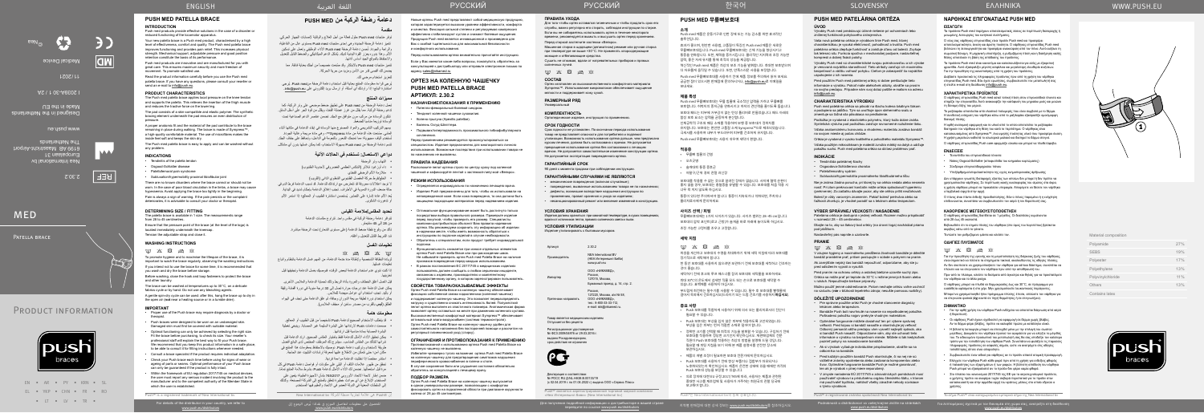# PUSH MED PATELLA BRACE

Nea International bv
Europalaan 31
6199 AB Maastricht-Airport
The Netherlands

www.push.eu

Designed in The Netherlands
Made in EU

Medical Device

2.30.2

MED

PATELLA BRACE

PRODUCT INFORMATION

EN · AR · PY · RU · KO · SL · EL

---

## ENGLISH

### PUSH MED PATELLA BRACE

#### INTRODUCTION

Push med products provide effective solutions in the case of a disorder or reduced functioning of the locomotor apparatus.

Your new knee brace is a Push med product, characterised by a high level of effectiveness and a good quality. Push med products improve functioning and provide pain relief. This increases physical strength. Mechanical support, adjustable pressure and good position retention constitute the basis of its performance.

Push med products are innovative and are manufactured for you with great care. This ensures maximum security and more freedom of movement. To promote satisfied use.

Read the product information carefully before you use the Push med patella brace. If you have any questions, please consult your reseller or send an e-mail to info@push.eu.

#### PRODUCT CHARACTERISTICS

The Push med patella brace applies local pressure on the knee tendon and supports the patella. This relieves the insertion of the thigh muscle and reduces the traction force on the kneecap.

The Push med patella brace is made of a plastic polymer. The synthetic bracing element underneath the pad ensures an even distribution of pressure.

A proper evidence-fit and the material of the pad contribute to the brace remaining in place during use. The brace is made of Sympress™, a high quality combination of materials. The use of microfibres makes the inside feel soft and keeps the skin dry.

The Push med patella brace is easy to apply and can be worked without any problem.

#### INDICATIONS

- Tendinitis of the patella tendon
- Osgood-Schlatter disease
- Patellofemoral pain syndrome
- Subluxation/hypermobility proximal tibiofibular joint

There are no known disorders where the brace cannot or should not be worn. In the case of poor blood circulation in the limbs, a brace may cause hypertension. Avoid applying the brace too tightly in the beginning.

Pain is always a sign of warning. If the pain persists or the complaint deteriorates, it is advisable to consult your doctor or therapist.

#### DETERMINING SIZE / FITTING

The patella brace is available in 1 size. The measurements range from 28 to 45 centimetres.

Ensure that the pressure point of the brace (at the level of the tape) is located immediately underneath the knee cap.

Tension the adjustable strap and close it.

#### WASHING INSTRUCTIONS

To promote hygiene and to maximise the lifespan of the brace, it is important to wash the brace regularly, observing the washing instructions.

If you intend to do not use the brace for some time, it is recommended that you wash and dry the brace before storage.

Before washing, close the hook-and-loop fasteners to protect the brace and other laundry.

The brace can be washed at temperatures up to 30°C, on a delicate fabrics cycle or by hand. Do not use any bleaching agents.

A gentle spin-dry cycle can be used; after this, hang the brace to dry in the open air (do not use a heating source or a tumble dryer).

#### IMPORTANT

- Proper use of the Push brace may require diagnosis by a doctor or therapist.
- Push braces were designed to be worn on an undamaged skin. Damaged skin must first be covered with suitable material.
- Optimal functioning can only be achieved by selecting the right size. Fit the brace before purchasing. To check its size. Your reseller is professional staff will explain the best way to fit your Push brace. We recommend that you keep this product information in a safe place, to be able to consult it for fitting instructions whenever needed.
- Consult a trained specialist if the product requires individual adaptation.
- Check your Push brace each time before using for signs of wear or ageing of parts or seams. Optimal performance of your Push brace can only be guaranteed if the product is fully intact.
- Within the framework of EU regulation 2017/745 on medical devices, the user must report any serious incident related to the use of the product to the manufacturer and to the competent authority of the Member State in which the user is established.

Push® is a registered trademark of Nea International bv.

For details of the distributor in your country, we refer to www.push.eu/distributors

---

## اللغة العربية

### دعامة رضفة الركبة من Push med

#### مقدمة

#### ميزات المنتج

#### دواعي الاستعمال

#### تحديد المقاس/ملاءمة المقاس

#### تعليمات الغسل

#### ملاحظة هامة

---

## РУССКИЙ

### ОРТЕЗ НА КОЛЕННУЮ ЧАШЕЧКУ PUSH MED PATELLA BRACE
### АРТИКУЛ: 2.30.2

#### НАЗНАЧЕНИЕ/ПОКАЗАНИЯ К ПРИМЕНЕНИЮ

#### ПРАВИЛА НАДЕВАНИЯ

#### РЕЖИМ ИСПОЛЬЗОВАНИЯ

#### СВОЙСТВА ТОВАРА/ОЖИДАЕМЫЕ ЭФФЕКТЫ

#### ОГРАНИЧЕНИЯ И ПРОТИВОПОКАЗАНИЯ К ПРИМЕНЕНИЮ

#### ПОДБОР РАЗМЕРА

#### ПРАВИЛА УХОДА

#### СОСТАВ

#### РАЗМЕРНЫЙ РЯД

Универсальный

#### КОМПЛЕКТНОСТЬ

#### СРОК ГОДНОСТИ

#### ГАРАНТИЙНЫЙ СРОК

#### ГАРАНТИЙНЫМИ СЛУЧАЯМИ НЕ ЯВЛЯЮТСЯ

#### УСЛОВИЯ ХРАНЕНИЯ

#### УСЛОВИЯ УТИЛИЗАЦИИ

| | |
|---|---|
| Артикул | 2.30.2 |
| Производитель | NEA International BV (НЕА Интернэшнл Би.Ви) |
| Импортер | ООО «НИКАМЕД» |

---

## 한국어

### PUSH MED 무릎보호대

#### 소개

#### 제품 특징

#### 적응증

#### 사이즈 선택 / 착용

#### 세탁 지침

#### 중요 사항

---

## SLOVENSKY

### PUSH MED PATELÁRNA ORTÉZA

#### ÚVOD

#### CHARAKTERISTIKA VÝROBKU

#### INDIKÁCIE

#### VÝBER SPRÁVNEJ VEĽKOSTI / NASADENIE

#### POKYNY NA PRANIE

#### DÔLEŽITÉ UPOZORNENIE

---

## ΕΛΛΗΝΙΚΑ

### ΝΑΡΘΗΚΑΣ ΕΠΙΓΟΝΑΤΙΔΑΣ PUSH MED

#### ΕΙΣΑΓΩΓΗ

#### ΧΑΡΑΚΤΗΡΙΣΤΙΚΑ ΠΡΟΪΟΝΤΟΣ

#### ΕΝΔΕΙΞΕΙΣ

#### ΚΑΘΟΡΙΣΜΟΣ ΜΕΓΕΘΟΥΣ/ΤΟΠΟΘΕΤΗΣΗ

#### ΟΔΗΓΙΕΣ ΠΛΥΣΙΜΑΤΟΣ

#### ΣΗΜΑΝΤΙΚΟ

---

| Material composition | |
|---|---|
| Polyamide | 27% |
| SEBS | 19% |
| Polyester | 17% |
| Polyurethane | 13% |
| Polyethylene | 12% |
| Others | 12% |
| Contains latex | |

www.push.eu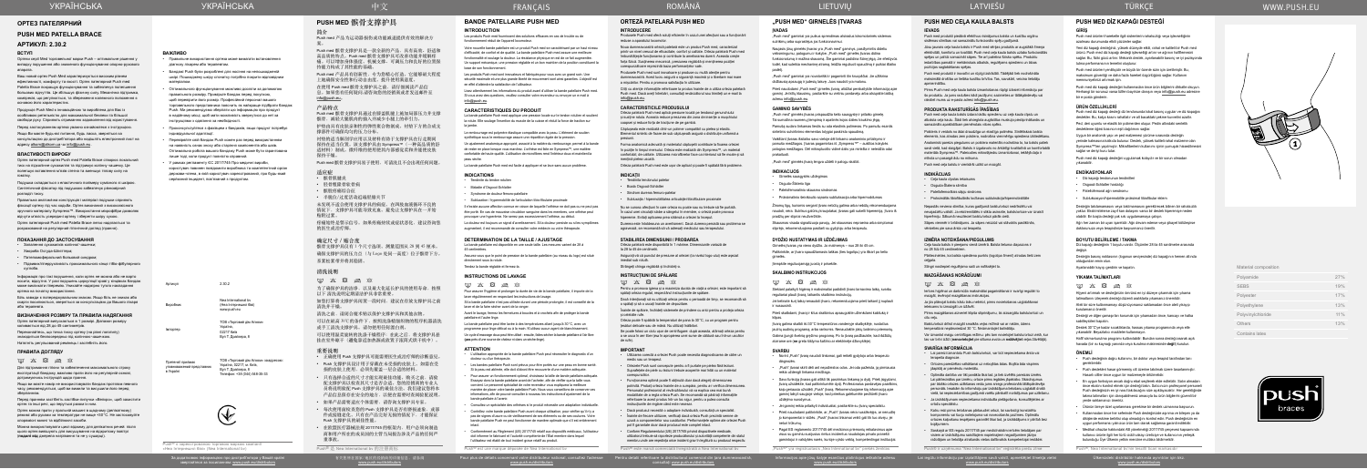УКРАЇНСЬКА | УКРАЇНСЬКА | 中文 | FRANÇAIS | ROMÂNĂ | LIETUVIŲ | LATVIEŠU | TÜRKÇE | WWW.PUSH.EU

# ОРТЕЗ ПАТЕЛЯРНИЙ

## PUSH MED PATELLA BRACE

**АРТИКУЛ: 2.30.2**

# PUSH MED 髌骨支撑护具

# BANDE PATELLAIRE PUSH MED

# ORTEZĂ PATELARĂ PUSH MED

# „PUSH MED" GIRNELĖS ĮTVARAS

# PUSH MED CEĻA KAULA BALSTS

# PUSH MED DİZ KAPAĞI DESTEĞİ

| Material composition | |
|---|---|
| Polyamide | 27% |
| SEBS | 19% |
| Polyester | 17% |
| Polyethylene | 12% |
| Polyvinylchloride | 11% |
| Others | 13% |
| Contains latex | |